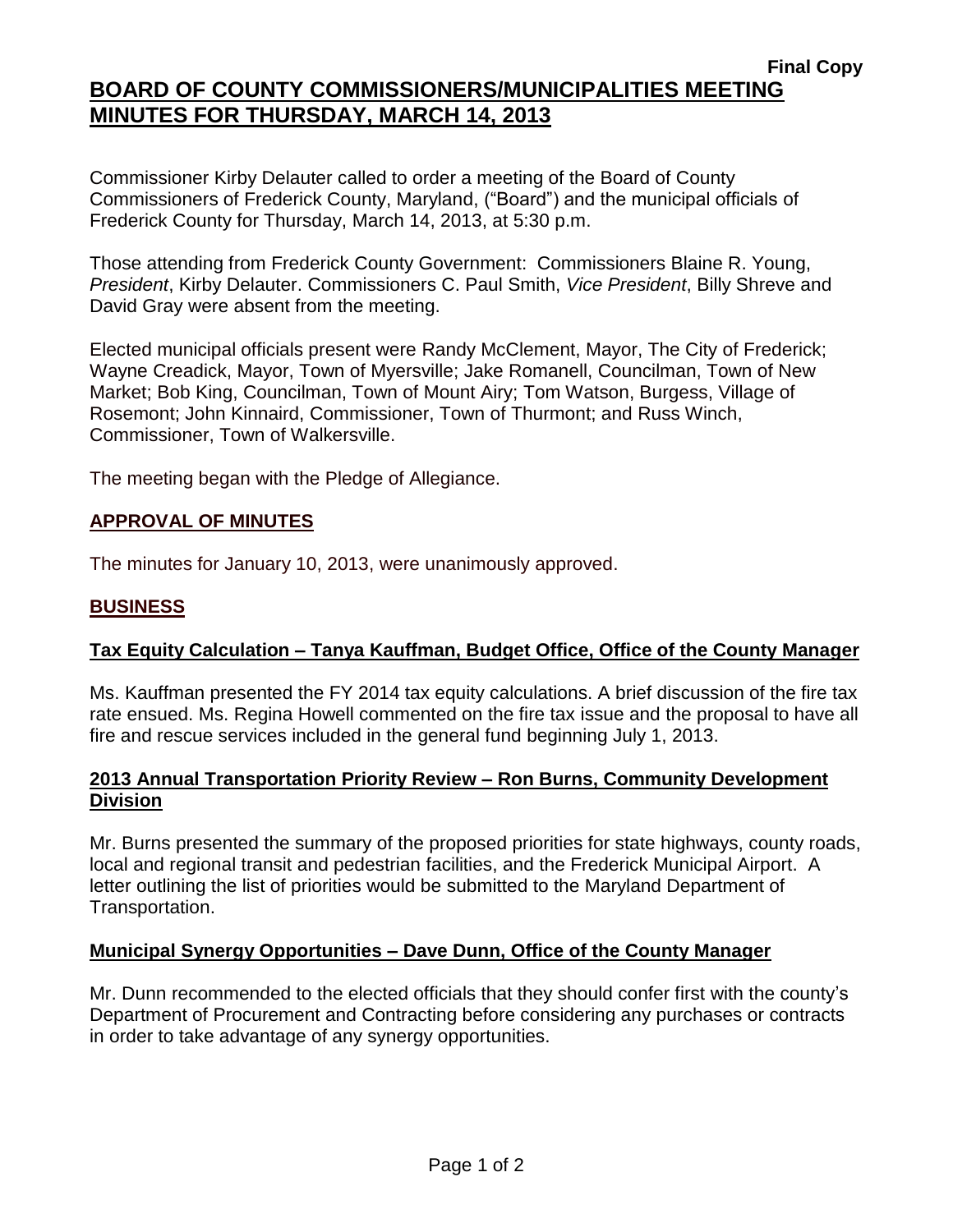**Final Copy**

# BOARD OF COUNTY COMMISSIONERS/MUNICIPALITIES MEETING MINUTES FOR THURSDAY, MARCH 14, 2013

Commissioner Kirby Delauter called to order a meeting of the Board of County Commissioners of Frederick County, Maryland, ("Board") and the municipal officials of Frederick County for Thursday, March 14, 2013, at 5:30 p.m.

Those attending from Frederick County Government: Commissioners Blaine R. Young, *President*, Kirby Delauter. Commissioners C. Paul Smith, *Vice President*, Billy Shreve and David Gray were absent from the meeting.

Elected municipal officials present were Randy McClement, Mayor, The City of Frederick; Wayne Creadick, Mayor, Town of Myersville; Jake Romanell, Councilman, Town of New Market; Bob King, Councilman, Town of Mount Airy; Tom Watson, Burgess, Village of Rosemont; John Kinnaird, Commissioner, Town of Thurmont; and Russ Winch, Commissioner, Town of Walkersville.

The meeting began with the Pledge of Allegiance.

## APPROVAL OF MINUTES

The minutes for January 10, 2013, were unanimously approved.

## BUSINESS

### Tax Equity Calculation – Tanya Kauffman, Budget Office, Office of the County Manager

Ms. Kauffman presented the FY 2014 tax equity calculations. A brief discussion of the fire tax rate ensued. Ms. Regina Howell commented on the fire tax issue and the proposal to have all fire and rescue services included in the general fund beginning July 1, 2013.

### 2013 Annual Transportation Priority Review – Ron Burns, Community Development Division

Mr. Burns presented the summary of the proposed priorities for state highways, county roads, local and regional transit and pedestrian facilities, and the Frederick Municipal Airport. A letter outlining the list of priorities would be submitted to the Maryland Department of Transportation.

### Municipal Synergy Opportunities – Dave Dunn, Office of the County Manager

Mr. Dunn recommended to the elected officials that they should confer first with the county's Department of Procurement and Contracting before considering any purchases or contracts in order to take advantage of any synergy opportunities.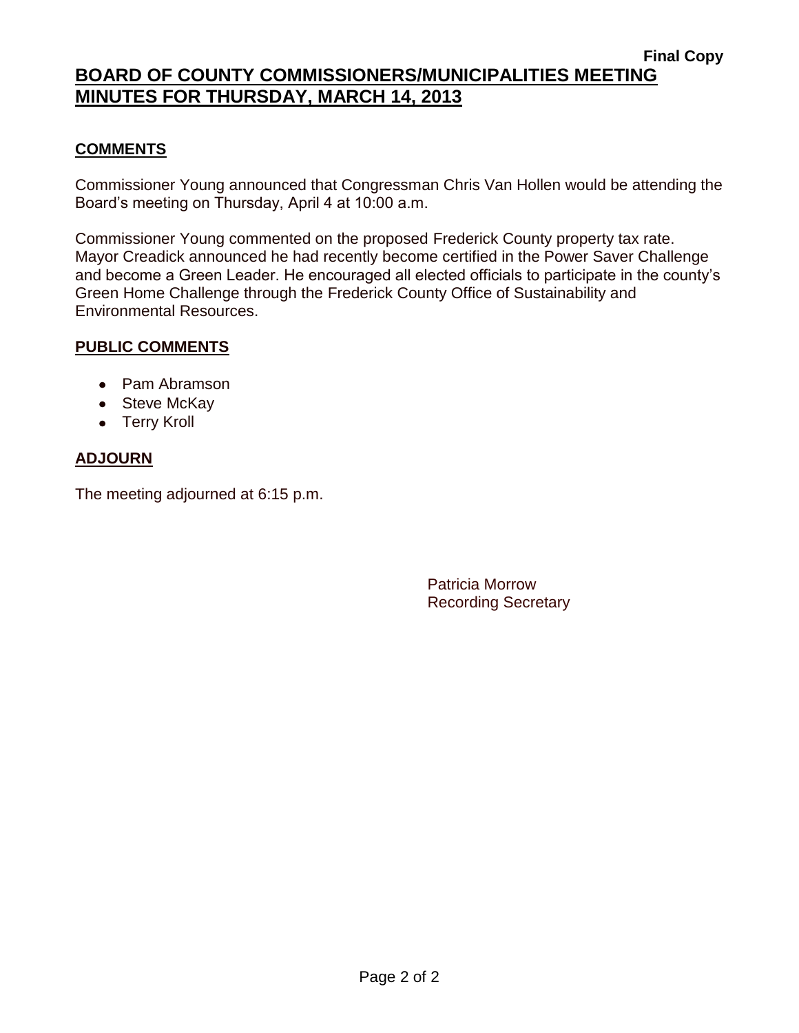**Final Copy**

# BOARD OF COUNTY COMMISSIONERS/MUNICIPALITIES MEETING MINUTES FOR THURSDAY, MARCH 14, 2013

## COMMENTS

Commissioner Young announced that Congressman Chris Van Hollen would be attending the Board's meeting on Thursday, April 4 at 10:00 a.m.

Commissioner Young commented on the proposed Frederick County property tax rate. Mayor Creadick announced he had recently become certified in the Power Saver Challenge and become a Green Leader. He encouraged all elected officials to participate in the county's Green Home Challenge through the Frederick County Office of Sustainability and Environmental Resources.

## PUBLIC COMMENTS

- Pam Abramson
- Steve McKay
- Terry Kroll

## ADJOURN

The meeting adjourned at 6:15 p.m.

Patricia Morrow
Recording Secretary